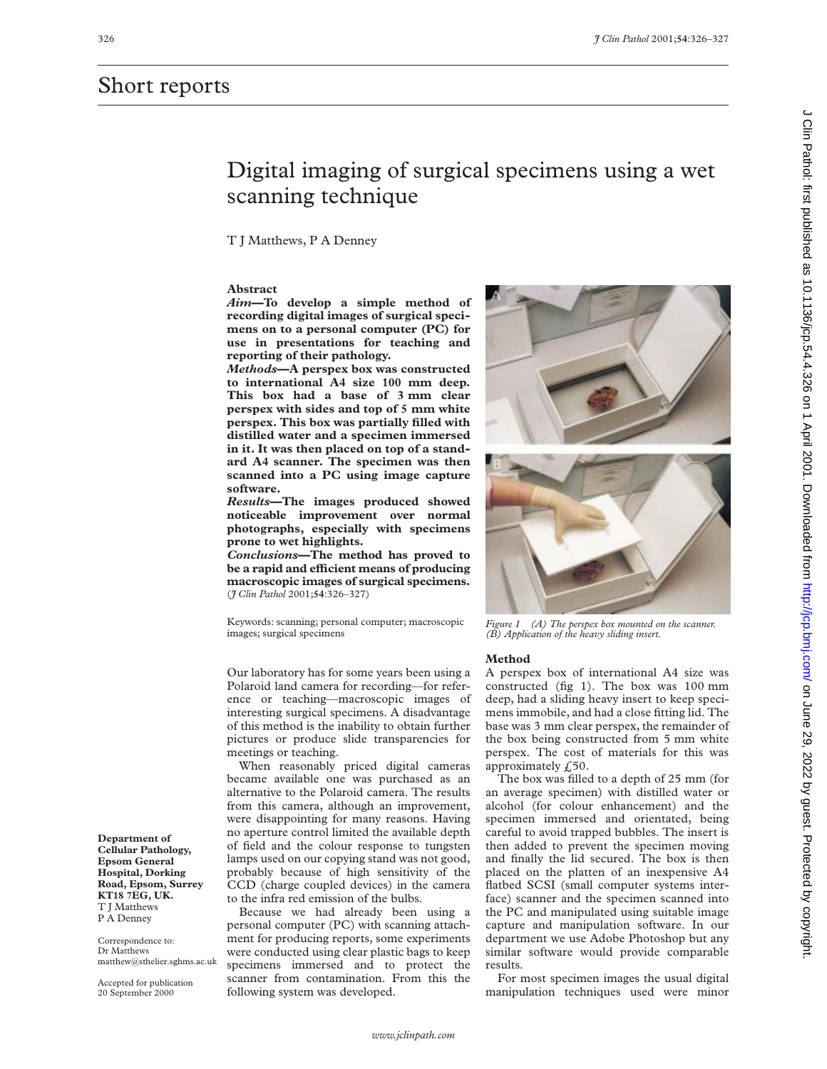# Short reports

## Digital imaging of surgical specimens using a wet scanning technique

T J Matthews, P A Denney

### Abstract

***Aim*—To develop a simple method of recording digital images of surgical specimens on to a personal computer (PC) for use in presentations for teaching and reporting of their pathology.**

***Methods*—A perspex box was constructed to international A4 size 100 mm deep. This box had a base of 3 mm clear perspex with sides and top of 5 mm white perspex. This box was partially filled with distilled water and a specimen immersed in it. It was then placed on top of a standard A4 scanner. The specimen was then scanned into a PC using image capture software.**

***Results*—The images produced showed noticeable improvement over normal photographs, especially with specimens prone to wet highlights.**

***Conclusions*—The method has proved to be a rapid and efficient means of producing macroscopic images of surgical specimens.** (*J Clin Pathol* 2001;**54**:326–327)

Keywords: scanning; personal computer; macroscopic images; surgical specimens

**Department of Cellular Pathology, Epsom General Hospital, Dorking Road, Epsom, Surrey KT18 7EG, UK.**
T J Matthews
P A Denney

Correspondence to: Dr Matthews
matthew@sthelier.sghms.ac.uk

Accepted for publication 20 September 2000

Our laboratory has for some years been using a Polaroid land camera for recording—for reference or teaching—macroscopic images of interesting surgical specimens. A disadvantage of this method is the inability to obtain further pictures or produce slide transparencies for meetings or teaching.

When reasonably priced digital cameras became available one was purchased as an alternative to the Polaroid camera. The results from this camera, although an improvement, were disappointing for many reasons. Having no aperture control limited the available depth of field and the colour response to tungsten lamps used on our copying stand was not good, probably because of high sensitivity of the CCD (charge coupled devices) in the camera to the infra red emission of the bulbs.

Because we had already been using a personal computer (PC) with scanning attachment for producing reports, some experiments were conducted using clear plastic bags to keep specimens immersed and to protect the scanner from contamination. From this the following system was developed.

*Figure 1 (A) The perspex box mounted on the scanner. (B) Application of the heavy sliding insert.*

### Method

A perspex box of international A4 size was constructed (fig 1). The box was 100 mm deep, had a sliding heavy insert to keep specimens immobile, and had a close fitting lid. The base was 3 mm clear perspex, the remainder of the box being constructed from 5 mm white perspex. The cost of materials for this was approximately £50.

The box was filled to a depth of 25 mm (for an average specimen) with distilled water or alcohol (for colour enhancement) and the specimen immersed and orientated, being careful to avoid trapped bubbles. The insert is then added to prevent the specimen moving and finally the lid secured. The box is then placed on the platten of an inexpensive A4 flatbed SCSI (small computer systems interface) scanner and the specimen scanned into the PC and manipulated using suitable image capture and manipulation software. In our department we use Adobe Photoshop but any similar software would provide comparable results.

For most specimen images the usual digital manipulation techniques used were minor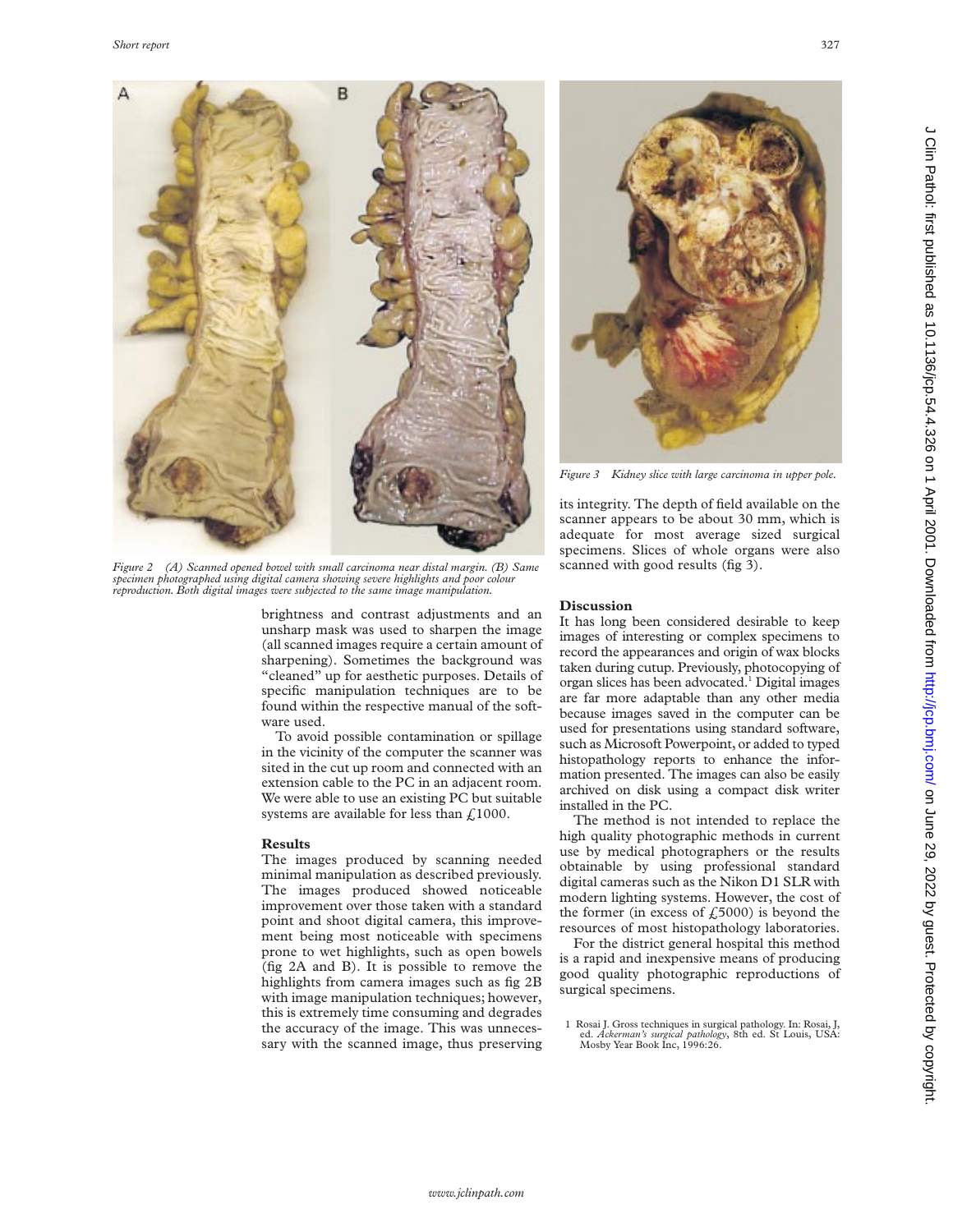Figure 2 (A) Scanned opened bowel with small carcinoma near distal margin. (B) Same specimen photographed using digital camera showing severe highlights and poor colour reproduction. Both digital images were subjected to the same image manipulation.

brightness and contrast adjustments and an unsharp mask was used to sharpen the image (all scanned images require a certain amount of sharpening). Sometimes the background was "cleaned" up for aesthetic purposes. Details of specific manipulation techniques are to be found within the respective manual of the software used.

To avoid possible contamination or spillage in the vicinity of the computer the scanner was sited in the cut up room and connected with an extension cable to the PC in an adjacent room. We were able to use an existing PC but suitable systems are available for less than £1000.

## Results

The images produced by scanning needed minimal manipulation as described previously. The images produced showed noticeable improvement over those taken with a standard point and shoot digital camera, this improvement being most noticeable with specimens prone to wet highlights, such as open bowels (fig 2A and B). It is possible to remove the highlights from camera images such as fig 2B with image manipulation techniques; however, this is extremely time consuming and degrades the accuracy of the image. This was unnecessary with the scanned image, thus preserving its integrity. The depth of field available on the scanner appears to be about 30 mm, which is adequate for most average sized surgical specimens. Slices of whole organs were also scanned with good results (fig 3).

Figure 3 Kidney slice with large carcinoma in upper pole.

## Discussion

It has long been considered desirable to keep images of interesting or complex specimens to record the appearances and origin of wax blocks taken during cutup. Previously, photocopying of organ slices has been advocated.[1] Digital images are far more adaptable than any other media because images saved in the computer can be used for presentations using standard software, such as Microsoft Powerpoint, or added to typed histopathology reports to enhance the information presented. The images can also be easily archived on disk using a compact disk writer installed in the PC.

The method is not intended to replace the high quality photographic methods in current use by medical photographers or the results obtainable by using professional standard digital cameras such as the Nikon D1 SLR with modern lighting systems. However, the cost of the former (in excess of £5000) is beyond the resources of most histopathology laboratories.

For the district general hospital this method is a rapid and inexpensive means of producing good quality photographic reproductions of surgical specimens.

1 Rosai J. Gross techniques in surgical pathology. In: Rosai, J, ed. *Ackerman's surgical pathology*, 8th ed. St Louis, USA: Mosby Year Book Inc, 1996:26.